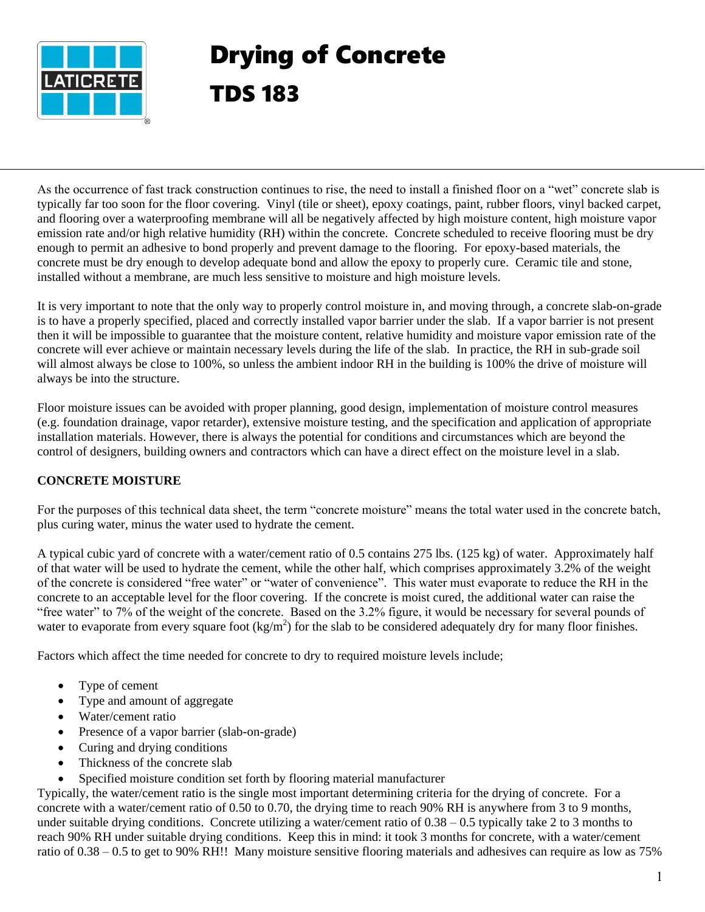# Drying of Concrete

## TDS 183

As the occurrence of fast track construction continues to rise, the need to install a finished floor on a "wet" concrete slab is typically far too soon for the floor covering. Vinyl (tile or sheet), epoxy coatings, paint, rubber floors, vinyl backed carpet, and flooring over a waterproofing membrane will all be negatively affected by high moisture content, high moisture vapor emission rate and/or high relative humidity (RH) within the concrete. Concrete scheduled to receive flooring must be dry enough to permit an adhesive to bond properly and prevent damage to the flooring. For epoxy-based materials, the concrete must be dry enough to develop adequate bond and allow the epoxy to properly cure. Ceramic tile and stone, installed without a membrane, are much less sensitive to moisture and high moisture levels.

It is very important to note that the only way to properly control moisture in, and moving through, a concrete slab-on-grade is to have a properly specified, placed and correctly installed vapor barrier under the slab. If a vapor barrier is not present then it will be impossible to guarantee that the moisture content, relative humidity and moisture vapor emission rate of the concrete will ever achieve or maintain necessary levels during the life of the slab. In practice, the RH in sub-grade soil will almost always be close to 100%, so unless the ambient indoor RH in the building is 100% the drive of moisture will always be into the structure.

Floor moisture issues can be avoided with proper planning, good design, implementation of moisture control measures (e.g. foundation drainage, vapor retarder), extensive moisture testing, and the specification and application of appropriate installation materials. However, there is always the potential for conditions and circumstances which are beyond the control of designers, building owners and contractors which can have a direct effect on the moisture level in a slab.

**CONCRETE MOISTURE**

For the purposes of this technical data sheet, the term "concrete moisture" means the total water used in the concrete batch, plus curing water, minus the water used to hydrate the cement.

A typical cubic yard of concrete with a water/cement ratio of 0.5 contains 275 lbs. (125 kg) of water. Approximately half of that water will be used to hydrate the cement, while the other half, which comprises approximately 3.2% of the weight of the concrete is considered "free water" or "water of convenience". This water must evaporate to reduce the RH in the concrete to an acceptable level for the floor covering. If the concrete is moist cured, the additional water can raise the "free water" to 7% of the weight of the concrete. Based on the 3.2% figure, it would be necessary for several pounds of water to evaporate from every square foot (kg/m$^2$) for the slab to be considered adequately dry for many floor finishes.

Factors which affect the time needed for concrete to dry to required moisture levels include;

- Type of cement
- Type and amount of aggregate
- Water/cement ratio
- Presence of a vapor barrier (slab-on-grade)
- Curing and drying conditions
- Thickness of the concrete slab
- Specified moisture condition set forth by flooring material manufacturer

Typically, the water/cement ratio is the single most important determining criteria for the drying of concrete. For a concrete with a water/cement ratio of 0.50 to 0.70, the drying time to reach 90% RH is anywhere from 3 to 9 months, under suitable drying conditions. Concrete utilizing a water/cement ratio of 0.38 – 0.5 typically take 2 to 3 months to reach 90% RH under suitable drying conditions. Keep this in mind: it took 3 months for concrete, with a water/cement ratio of 0.38 – 0.5 to get to 90% RH!! Many moisture sensitive flooring materials and adhesives can require as low as 75%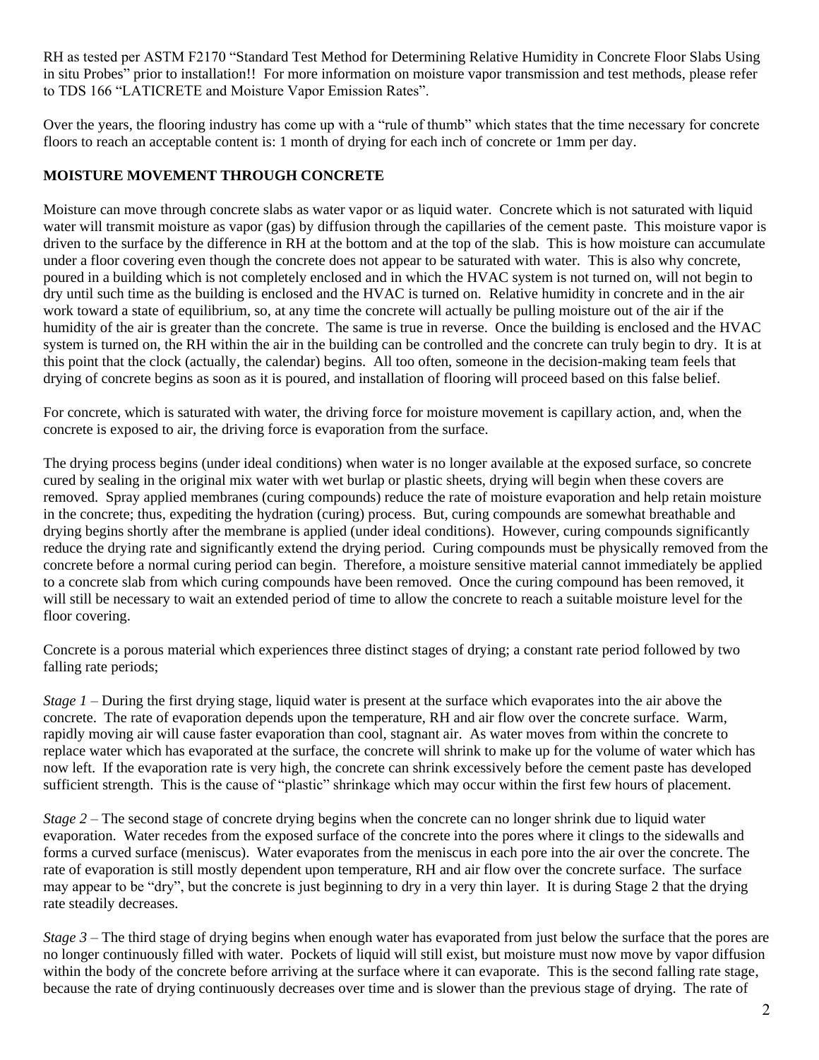RH as tested per ASTM F2170 "Standard Test Method for Determining Relative Humidity in Concrete Floor Slabs Using in situ Probes" prior to installation!! For more information on moisture vapor transmission and test methods, please refer to TDS 166 "LATICRETE and Moisture Vapor Emission Rates".

Over the years, the flooring industry has come up with a "rule of thumb" which states that the time necessary for concrete floors to reach an acceptable content is: 1 month of drying for each inch of concrete or 1mm per day.

**MOISTURE MOVEMENT THROUGH CONCRETE**

Moisture can move through concrete slabs as water vapor or as liquid water. Concrete which is not saturated with liquid water will transmit moisture as vapor (gas) by diffusion through the capillaries of the cement paste. This moisture vapor is driven to the surface by the difference in RH at the bottom and at the top of the slab. This is how moisture can accumulate under a floor covering even though the concrete does not appear to be saturated with water. This is also why concrete, poured in a building which is not completely enclosed and in which the HVAC system is not turned on, will not begin to dry until such time as the building is enclosed and the HVAC is turned on. Relative humidity in concrete and in the air work toward a state of equilibrium, so, at any time the concrete will actually be pulling moisture out of the air if the humidity of the air is greater than the concrete. The same is true in reverse. Once the building is enclosed and the HVAC system is turned on, the RH within the air in the building can be controlled and the concrete can truly begin to dry. It is at this point that the clock (actually, the calendar) begins. All too often, someone in the decision-making team feels that drying of concrete begins as soon as it is poured, and installation of flooring will proceed based on this false belief.

For concrete, which is saturated with water, the driving force for moisture movement is capillary action, and, when the concrete is exposed to air, the driving force is evaporation from the surface.

The drying process begins (under ideal conditions) when water is no longer available at the exposed surface, so concrete cured by sealing in the original mix water with wet burlap or plastic sheets, drying will begin when these covers are removed. Spray applied membranes (curing compounds) reduce the rate of moisture evaporation and help retain moisture in the concrete; thus, expediting the hydration (curing) process. But, curing compounds are somewhat breathable and drying begins shortly after the membrane is applied (under ideal conditions). However, curing compounds significantly reduce the drying rate and significantly extend the drying period. Curing compounds must be physically removed from the concrete before a normal curing period can begin. Therefore, a moisture sensitive material cannot immediately be applied to a concrete slab from which curing compounds have been removed. Once the curing compound has been removed, it will still be necessary to wait an extended period of time to allow the concrete to reach a suitable moisture level for the floor covering.

Concrete is a porous material which experiences three distinct stages of drying; a constant rate period followed by two falling rate periods;

*Stage 1* – During the first drying stage, liquid water is present at the surface which evaporates into the air above the concrete. The rate of evaporation depends upon the temperature, RH and air flow over the concrete surface. Warm, rapidly moving air will cause faster evaporation than cool, stagnant air. As water moves from within the concrete to replace water which has evaporated at the surface, the concrete will shrink to make up for the volume of water which has now left. If the evaporation rate is very high, the concrete can shrink excessively before the cement paste has developed sufficient strength. This is the cause of "plastic" shrinkage which may occur within the first few hours of placement.

*Stage 2* – The second stage of concrete drying begins when the concrete can no longer shrink due to liquid water evaporation. Water recedes from the exposed surface of the concrete into the pores where it clings to the sidewalls and forms a curved surface (meniscus). Water evaporates from the meniscus in each pore into the air over the concrete. The rate of evaporation is still mostly dependent upon temperature, RH and air flow over the concrete surface. The surface may appear to be "dry", but the concrete is just beginning to dry in a very thin layer. It is during Stage 2 that the drying rate steadily decreases.

*Stage 3* – The third stage of drying begins when enough water has evaporated from just below the surface that the pores are no longer continuously filled with water. Pockets of liquid will still exist, but moisture must now move by vapor diffusion within the body of the concrete before arriving at the surface where it can evaporate. This is the second falling rate stage, because the rate of drying continuously decreases over time and is slower than the previous stage of drying. The rate of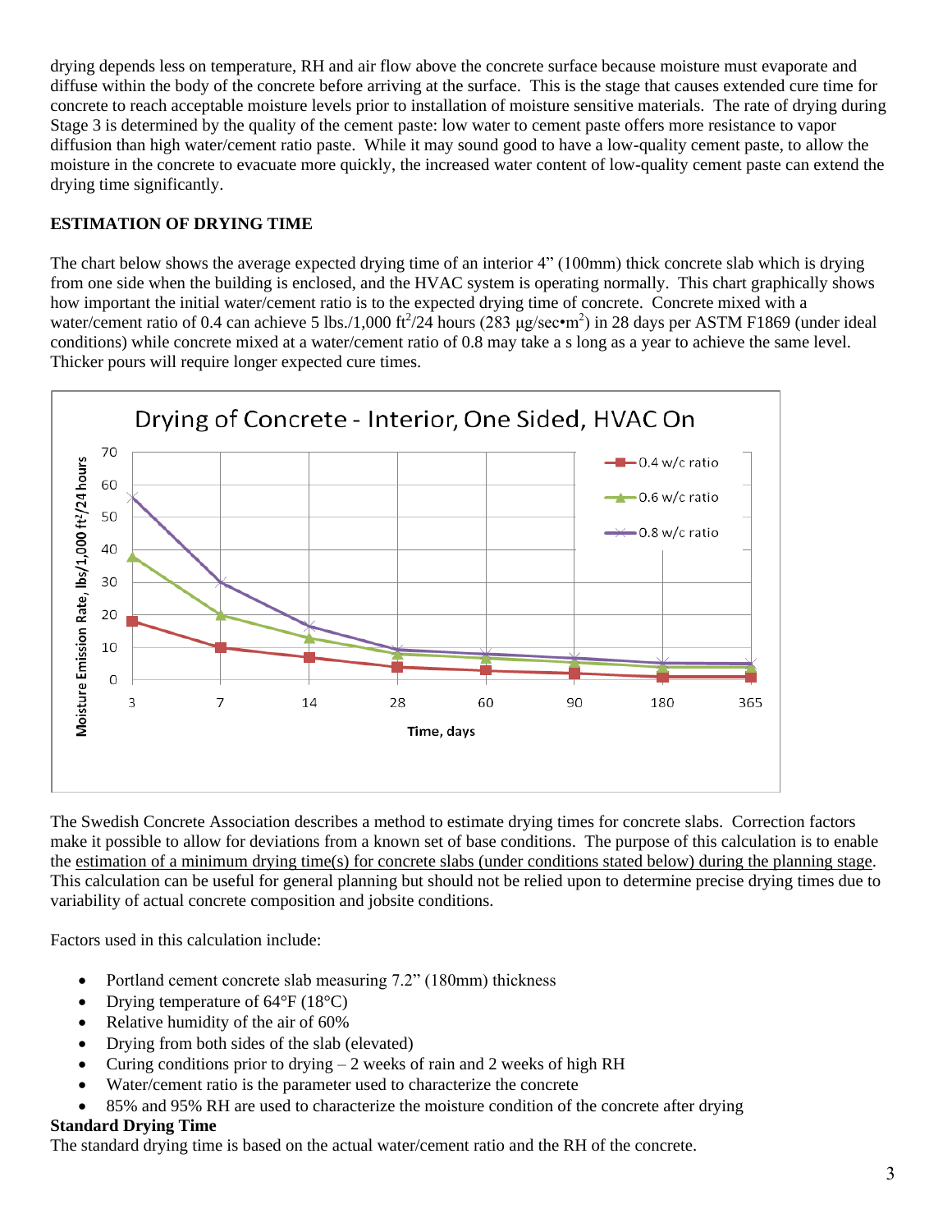drying depends less on temperature, RH and air flow above the concrete surface because moisture must evaporate and diffuse within the body of the concrete before arriving at the surface. This is the stage that causes extended cure time for concrete to reach acceptable moisture levels prior to installation of moisture sensitive materials. The rate of drying during Stage 3 is determined by the quality of the cement paste: low water to cement paste offers more resistance to vapor diffusion than high water/cement ratio paste. While it may sound good to have a low-quality cement paste, to allow the moisture in the concrete to evacuate more quickly, the increased water content of low-quality cement paste can extend the drying time significantly.

**ESTIMATION OF DRYING TIME**

The chart below shows the average expected drying time of an interior 4" (100mm) thick concrete slab which is drying from one side when the building is enclosed, and the HVAC system is operating normally. This chart graphically shows how important the initial water/cement ratio is to the expected drying time of concrete. Concrete mixed with a water/cement ratio of 0.4 can achieve 5 lbs./1,000 ft$^2$/24 hours (283 µg/sec•m$^2$) in 28 days per ASTM F1869 (under ideal conditions) while concrete mixed at a water/cement ratio of 0.8 may take a s long as a year to achieve the same level. Thicker pours will require longer expected cure times.

Drying of Concrete - Interior, One Sided, HVAC On

The Swedish Concrete Association describes a method to estimate drying times for concrete slabs. Correction factors make it possible to allow for deviations from a known set of base conditions. The purpose of this calculation is to enable the estimation of a minimum drying time(s) for concrete slabs (under conditions stated below) during the planning stage. This calculation can be useful for general planning but should not be relied upon to determine precise drying times due to variability of actual concrete composition and jobsite conditions.

Factors used in this calculation include:

- Portland cement concrete slab measuring 7.2" (180mm) thickness
- Drying temperature of 64°F (18°C)
- Relative humidity of the air of 60%
- Drying from both sides of the slab (elevated)
- Curing conditions prior to drying – 2 weeks of rain and 2 weeks of high RH
- Water/cement ratio is the parameter used to characterize the concrete
- 85% and 95% RH are used to characterize the moisture condition of the concrete after drying

**Standard Drying Time**

The standard drying time is based on the actual water/cement ratio and the RH of the concrete.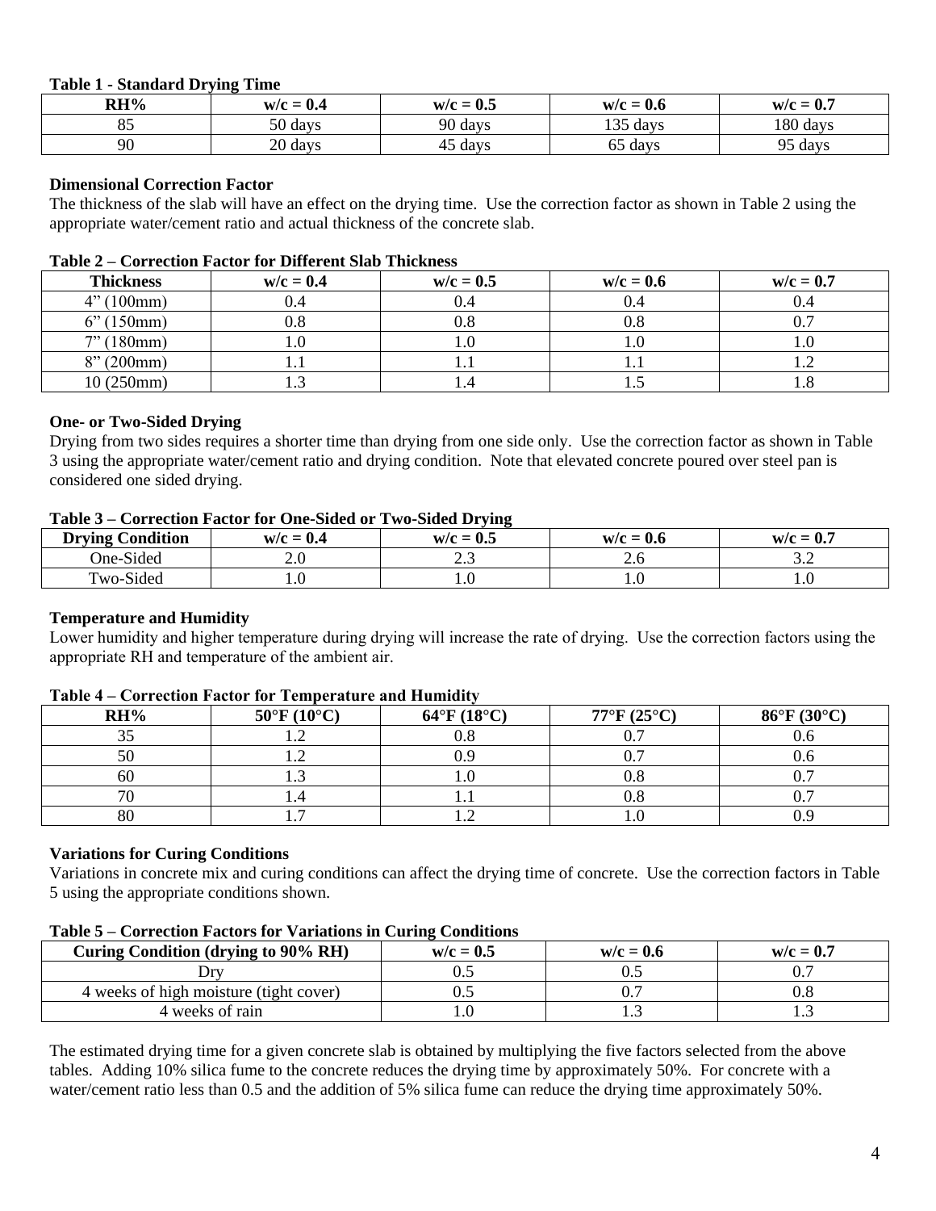**Table 1 - Standard Drying Time**

| RH% | w/c = 0.4 | w/c = 0.5 | w/c = 0.6 | w/c = 0.7 |
|---|---|---|---|---|
| 85 | 50 days | 90 days | 135 days | 180 days |
| 90 | 20 days | 45 days | 65 days | 95 days |

**Dimensional Correction Factor**

The thickness of the slab will have an effect on the drying time. Use the correction factor as shown in Table 2 using the appropriate water/cement ratio and actual thickness of the concrete slab.

**Table 2 – Correction Factor for Different Slab Thickness**

| Thickness | w/c = 0.4 | w/c = 0.5 | w/c = 0.6 | w/c = 0.7 |
|---|---|---|---|---|
| 4" (100mm) | 0.4 | 0.4 | 0.4 | 0.4 |
| 6" (150mm) | 0.8 | 0.8 | 0.8 | 0.7 |
| 7" (180mm) | 1.0 | 1.0 | 1.0 | 1.0 |
| 8" (200mm) | 1.1 | 1.1 | 1.1 | 1.2 |
| 10 (250mm) | 1.3 | 1.4 | 1.5 | 1.8 |

**One- or Two-Sided Drying**

Drying from two sides requires a shorter time than drying from one side only. Use the correction factor as shown in Table 3 using the appropriate water/cement ratio and drying condition. Note that elevated concrete poured over steel pan is considered one sided drying.

**Table 3 – Correction Factor for One-Sided or Two-Sided Drying**

| Drying Condition | w/c = 0.4 | w/c = 0.5 | w/c = 0.6 | w/c = 0.7 |
|---|---|---|---|---|
| One-Sided | 2.0 | 2.3 | 2.6 | 3.2 |
| Two-Sided | 1.0 | 1.0 | 1.0 | 1.0 |

**Temperature and Humidity**

Lower humidity and higher temperature during drying will increase the rate of drying. Use the correction factors using the appropriate RH and temperature of the ambient air.

**Table 4 – Correction Factor for Temperature and Humidity**

| RH% | 50°F (10°C) | 64°F (18°C) | 77°F (25°C) | 86°F (30°C) |
|---|---|---|---|---|
| 35 | 1.2 | 0.8 | 0.7 | 0.6 |
| 50 | 1.2 | 0.9 | 0.7 | 0.6 |
| 60 | 1.3 | 1.0 | 0.8 | 0.7 |
| 70 | 1.4 | 1.1 | 0.8 | 0.7 |
| 80 | 1.7 | 1.2 | 1.0 | 0.9 |

**Variations for Curing Conditions**

Variations in concrete mix and curing conditions can affect the drying time of concrete. Use the correction factors in Table 5 using the appropriate conditions shown.

**Table 5 – Correction Factors for Variations in Curing Conditions**

| Curing Condition (drying to 90% RH) | w/c = 0.5 | w/c = 0.6 | w/c = 0.7 |
|---|---|---|---|
| Dry | 0.5 | 0.5 | 0.7 |
| 4 weeks of high moisture (tight cover) | 0.5 | 0.7 | 0.8 |
| 4 weeks of rain | 1.0 | 1.3 | 1.3 |

The estimated drying time for a given concrete slab is obtained by multiplying the five factors selected from the above tables. Adding 10% silica fume to the concrete reduces the drying time by approximately 50%. For concrete with a water/cement ratio less than 0.5 and the addition of 5% silica fume can reduce the drying time approximately 50%.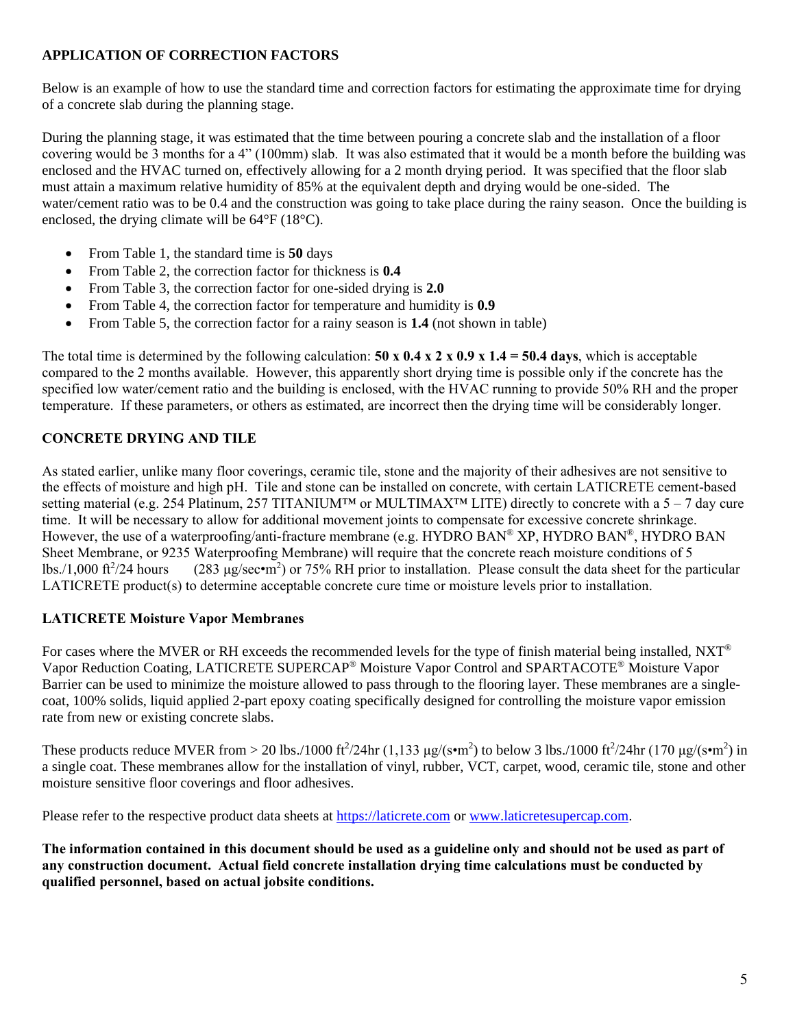## APPLICATION OF CORRECTION FACTORS

Below is an example of how to use the standard time and correction factors for estimating the approximate time for drying of a concrete slab during the planning stage.

During the planning stage, it was estimated that the time between pouring a concrete slab and the installation of a floor covering would be 3 months for a 4" (100mm) slab. It was also estimated that it would be a month before the building was enclosed and the HVAC turned on, effectively allowing for a 2 month drying period. It was specified that the floor slab must attain a maximum relative humidity of 85% at the equivalent depth and drying would be one-sided. The water/cement ratio was to be 0.4 and the construction was going to take place during the rainy season. Once the building is enclosed, the drying climate will be 64°F (18°C).

- From Table 1, the standard time is **50** days
- From Table 2, the correction factor for thickness is **0.4**
- From Table 3, the correction factor for one-sided drying is **2.0**
- From Table 4, the correction factor for temperature and humidity is **0.9**
- From Table 5, the correction factor for a rainy season is **1.4** (not shown in table)

The total time is determined by the following calculation: **50 x 0.4 x 2 x 0.9 x 1.4 = 50.4 days**, which is acceptable compared to the 2 months available. However, this apparently short drying time is possible only if the concrete has the specified low water/cement ratio and the building is enclosed, with the HVAC running to provide 50% RH and the proper temperature. If these parameters, or others as estimated, are incorrect then the drying time will be considerably longer.

## CONCRETE DRYING AND TILE

As stated earlier, unlike many floor coverings, ceramic tile, stone and the majority of their adhesives are not sensitive to the effects of moisture and high pH. Tile and stone can be installed on concrete, with certain LATICRETE cement-based setting material (e.g. 254 Platinum, 257 TITANIUM™ or MULTIMAX™ LITE) directly to concrete with a 5 – 7 day cure time. It will be necessary to allow for additional movement joints to compensate for excessive concrete shrinkage. However, the use of a waterproofing/anti-fracture membrane (e.g. HYDRO BAN® XP, HYDRO BAN®, HYDRO BAN Sheet Membrane, or 9235 Waterproofing Membrane) will require that the concrete reach moisture conditions of 5 lbs./1,000 $ft^2$/24 hours (283 µg/sec•$m^2$) or 75% RH prior to installation. Please consult the data sheet for the particular LATICRETE product(s) to determine acceptable concrete cure time or moisture levels prior to installation.

### LATICRETE Moisture Vapor Membranes

For cases where the MVER or RH exceeds the recommended levels for the type of finish material being installed, NXT® Vapor Reduction Coating, LATICRETE SUPERCAP® Moisture Vapor Control and SPARTACOTE® Moisture Vapor Barrier can be used to minimize the moisture allowed to pass through to the flooring layer. These membranes are a single-coat, 100% solids, liquid applied 2-part epoxy coating specifically designed for controlling the moisture vapor emission rate from new or existing concrete slabs.

These products reduce MVER from > 20 lbs./1000 $ft^2$/24hr (1,133 µg/(s•$m^2$) to below 3 lbs./1000 $ft^2$/24hr (170 µg/(s•$m^2$) in a single coat. These membranes allow for the installation of vinyl, rubber, VCT, carpet, wood, ceramic tile, stone and other moisture sensitive floor coverings and floor adhesives.

Please refer to the respective product data sheets at https://laticrete.com or www.laticretesupercap.com.

**The information contained in this document should be used as a guideline only and should not be used as part of any construction document. Actual field concrete installation drying time calculations must be conducted by qualified personnel, based on actual jobsite conditions.**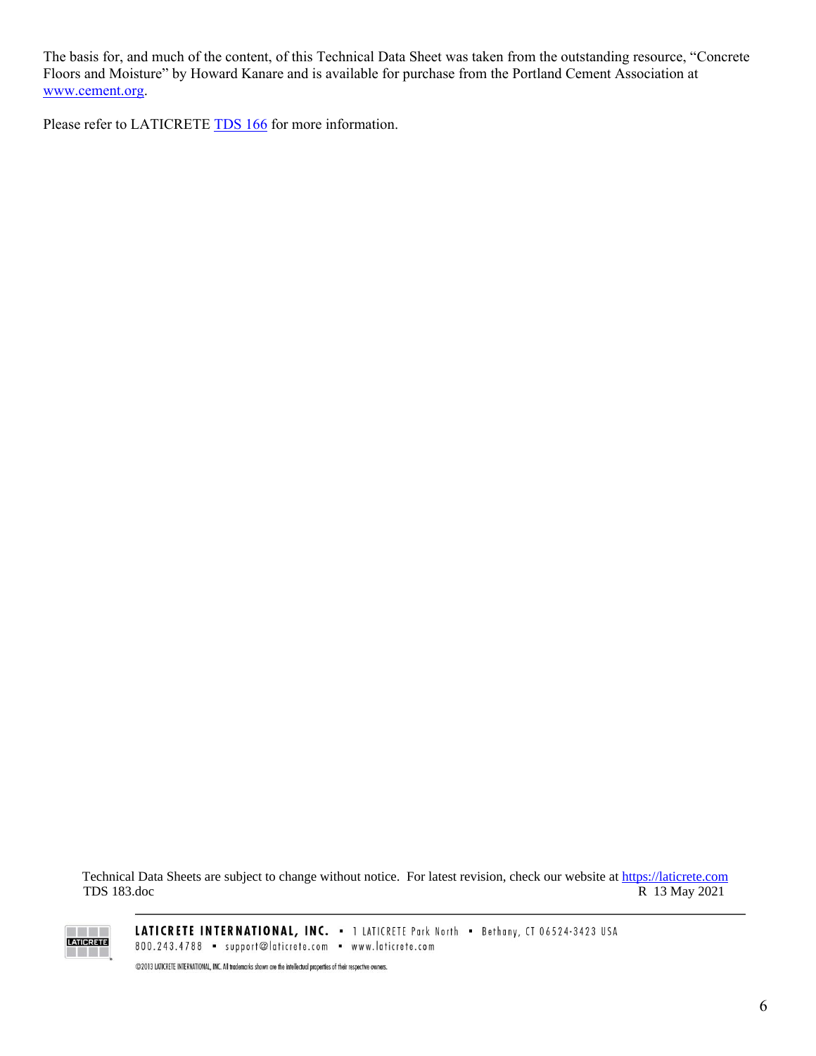The basis for, and much of the content, of this Technical Data Sheet was taken from the outstanding resource, "Concrete Floors and Moisture" by Howard Kanare and is available for purchase from the Portland Cement Association at [www.cement.org](http://www.cement.org).

Please refer to LATICRETE [TDS 166](TDS 166) for more information.

Technical Data Sheets are subject to change without notice. For latest revision, check our website at [https://laticrete.com](https://laticrete.com)

TDS 183.doc R 13 May 2021

**LATICRETE INTERNATIONAL, INC.** ▪ 1 LATICRETE Park North ▪ Bethany, CT 06524-3423 USA
800.243.4788 ▪ support@laticrete.com ▪ www.laticrete.com

©2013 LATICRETE INTERNATIONAL, INC. All trademarks shown are the intellectual properties of their respective owners.